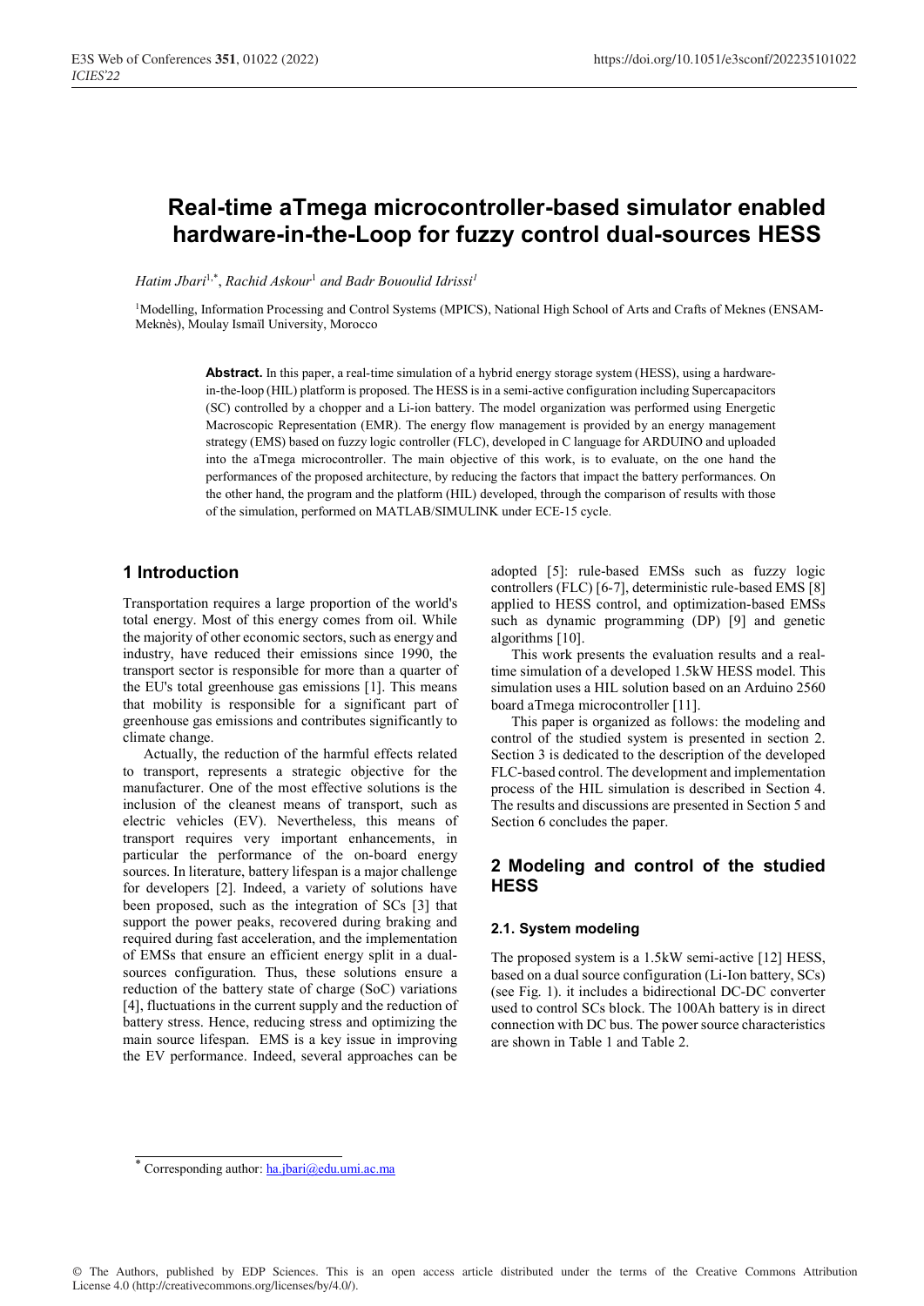# Real-time aTmega microcontroller-based simulator enabled hardware-in-the-Loop for fuzzy control dual-sources HESS

*Hatim Jbari*[1,*], *Rachid Askour*[1] *and Badr Bououlid Idrissi*[1]

[1]Modelling, Information Processing and Control Systems (MPICS), National High School of Arts and Crafts of Meknes (ENSAM-Meknès), Moulay Ismaïl University, Morocco

**Abstract.** In this paper, a real-time simulation of a hybrid energy storage system (HESS), using a hardware-in-the-loop (HIL) platform is proposed. The HESS is in a semi-active configuration including Supercapacitors (SC) controlled by a chopper and a Li-ion battery. The model organization was performed using Energetic Macroscopic Representation (EMR). The energy flow management is provided by an energy management strategy (EMS) based on fuzzy logic controller (FLC), developed in C language for ARDUINO and uploaded into the aTmega microcontroller. The main objective of this work, is to evaluate, on the one hand the performances of the proposed architecture, by reducing the factors that impact the battery performances. On the other hand, the program and the platform (HIL) developed, through the comparison of results with those of the simulation, performed on MATLAB/SIMULINK under ECE-15 cycle.

## 1 Introduction

Transportation requires a large proportion of the world's total energy. Most of this energy comes from oil. While the majority of other economic sectors, such as energy and industry, have reduced their emissions since 1990, the transport sector is responsible for more than a quarter of the EU's total greenhouse gas emissions [1]. This means that mobility is responsible for a significant part of greenhouse gas emissions and contributes significantly to climate change.

Actually, the reduction of the harmful effects related to transport, represents a strategic objective for the manufacturer. One of the most effective solutions is the inclusion of the cleanest means of transport, such as electric vehicles (EV). Nevertheless, this means of transport requires very important enhancements, in particular the performance of the on-board energy sources. In literature, battery lifespan is a major challenge for developers [2]. Indeed, a variety of solutions have been proposed, such as the integration of SCs [3] that support the power peaks, recovered during braking and required during fast acceleration, and the implementation of EMSs that ensure an efficient energy split in a dual-sources configuration. Thus, these solutions ensure a reduction of the battery state of charge (SoC) variations [4], fluctuations in the current supply and the reduction of battery stress. Hence, reducing stress and optimizing the main source lifespan. EMS is a key issue in improving the EV performance. Indeed, several approaches can be adopted [5]: rule-based EMSs such as fuzzy logic controllers (FLC) [6-7], deterministic rule-based EMS [8] applied to HESS control, and optimization-based EMSs such as dynamic programming (DP) [9] and genetic algorithms [10].

This work presents the evaluation results and a real-time simulation of a developed 1.5kW HESS model. This simulation uses a HIL solution based on an Arduino 2560 board aTmega microcontroller [11].

This paper is organized as follows: the modeling and control of the studied system is presented in section 2. Section 3 is dedicated to the description of the developed FLC-based control. The development and implementation process of the HIL simulation is described in Section 4. The results and discussions are presented in Section 5 and Section 6 concludes the paper.

## 2 Modeling and control of the studied HESS

### 2.1. System modeling

The proposed system is a 1.5kW semi-active [12] HESS, based on a dual source configuration (Li-Ion battery, SCs) (see Fig. 1). it includes a bidirectional DC-DC converter used to control SCs block. The 100Ah battery is in direct connection with DC bus. The power source characteristics are shown in Table 1 and Table 2.

[*] Corresponding author: ha.jbari@edu.umi.ac.ma

© The Authors, published by EDP Sciences. This is an open access article distributed under the terms of the Creative Commons Attribution License 4.0 (http://creativecommons.org/licenses/by/4.0/).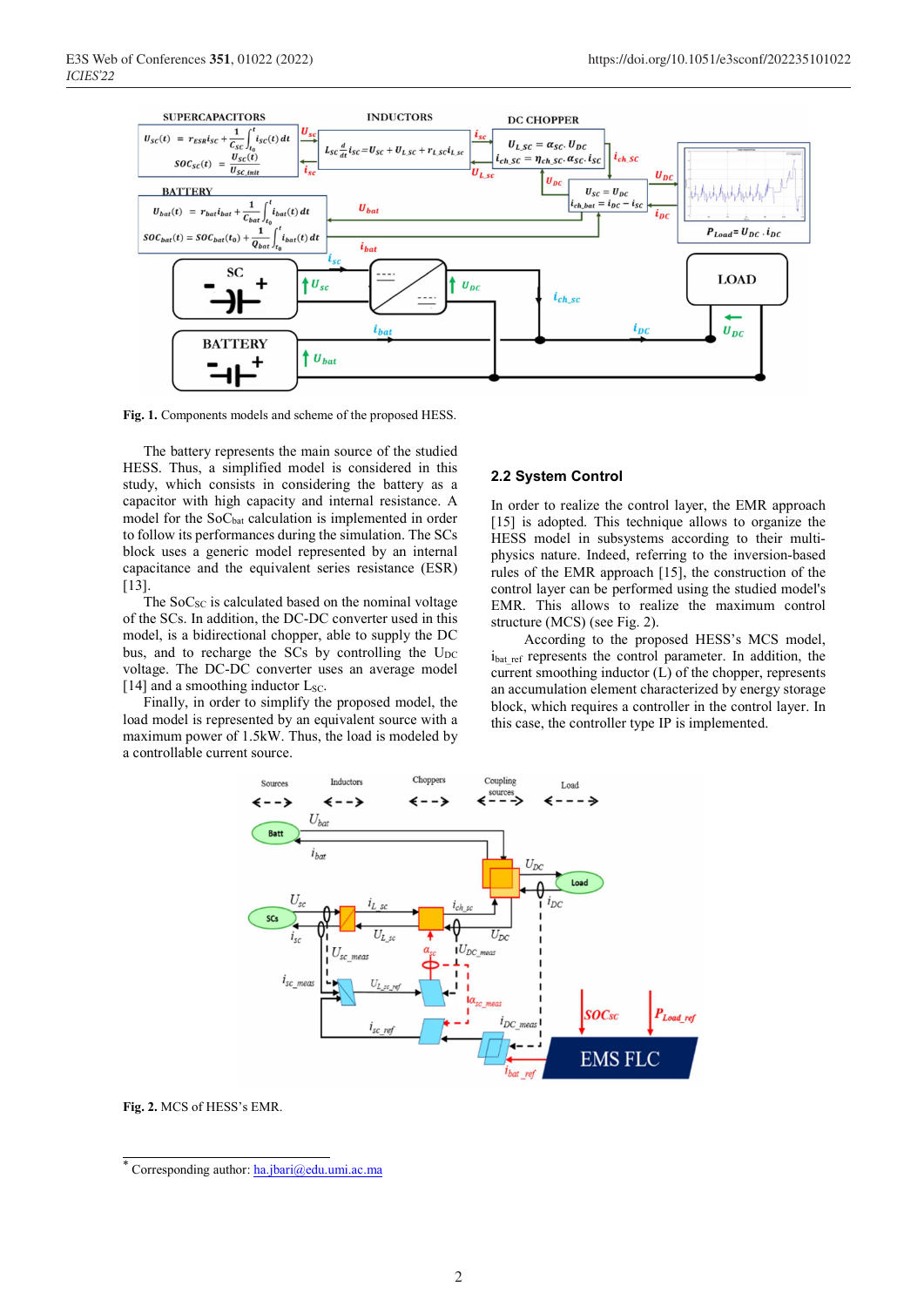**Fig. 1.** Components models and scheme of the proposed HESS.

The battery represents the main source of the studied HESS. Thus, a simplified model is considered in this study, which consists in considering the battery as a capacitor with high capacity and internal resistance. A model for the $SoC_{bat}$ calculation is implemented in order to follow its performances during the simulation. The SCs block uses a generic model represented by an internal capacitance and the equivalent series resistance (ESR) [13].

The $SoC_{SC}$ is calculated based on the nominal voltage of the SCs. In addition, the DC-DC converter used in this model, is a bidirectional chopper, able to supply the DC bus, and to recharge the SCs by controlling the $U_{DC}$ voltage. The DC-DC converter uses an average model [14] and a smoothing inductor $L_{SC}$.

Finally, in order to simplify the proposed model, the load model is represented by an equivalent source with a maximum power of 1.5kW. Thus, the load is modeled by a controllable current source.

## 2.2 System Control

In order to realize the control layer, the EMR approach [15] is adopted. This technique allows to organize the HESS model in subsystems according to their multi-physics nature. Indeed, referring to the inversion-based rules of the EMR approach [15], the construction of the control layer can be performed using the studied model's EMR. This allows to realize the maximum control structure (MCS) (see Fig. 2).

According to the proposed HESS's MCS model, $i_{bat\_ref}$ represents the control parameter. In addition, the current smoothing inductor (L) of the chopper, represents an accumulation element characterized by energy storage block, which requires a controller in the control layer. In this case, the controller type IP is implemented.

**Fig. 2.** MCS of HESS's EMR.

* Corresponding author: ha.jbari@edu.umi.ac.ma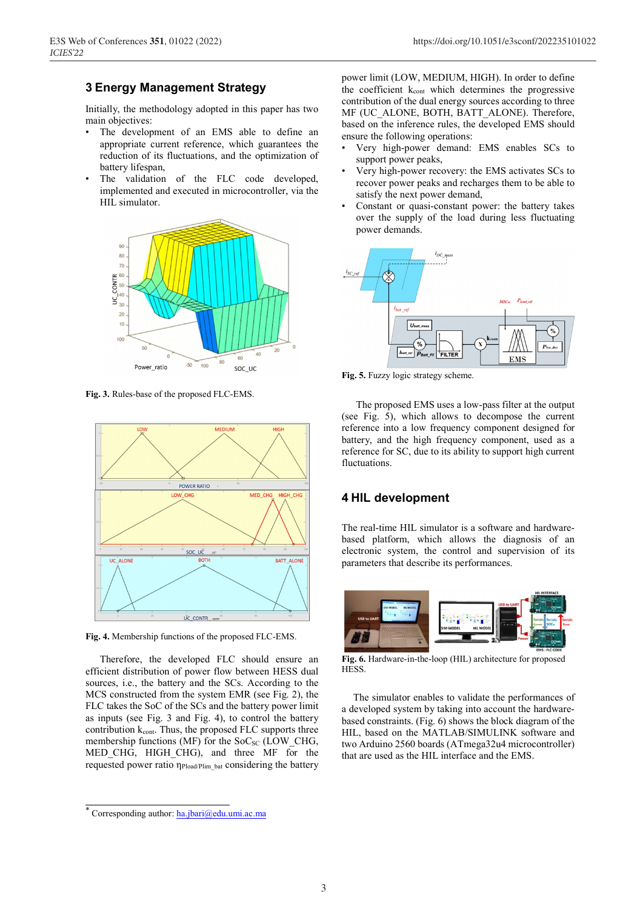## 3 Energy Management Strategy

Initially, the methodology adopted in this paper has two main objectives:

- The development of an EMS able to define an appropriate current reference, which guarantees the reduction of its fluctuations, and the optimization of battery lifespan,
- The validation of the FLC code developed, implemented and executed in microcontroller, via the HIL simulator.

**Fig. 3.** Rules-base of the proposed FLC-EMS.

**Fig. 4.** Membership functions of the proposed FLC-EMS.

Therefore, the developed FLC should ensure an efficient distribution of power flow between HESS dual sources, i.e., the battery and the SCs. According to the MCS constructed from the system EMR (see Fig. 2), the FLC takes the SoC of the SCs and the battery power limit as inputs (see Fig. 3 and Fig. 4), to control the battery contribution $k_{cont}$. Thus, the proposed FLC supports three membership functions (MF) for the $SoC_{SC}$ (LOW_CHG, MED_CHG, HIGH_CHG), and three MF for the requested power ratio $\eta_{Pload/Plim\_bat}$ considering the battery power limit (LOW, MEDIUM, HIGH). In order to define the coefficient $k_{cont}$ which determines the progressive contribution of the dual energy sources according to three MF (UC_ALONE, BOTH, BATT_ALONE). Therefore, based on the inference rules, the developed EMS should ensure the following operations:

- Very high-power demand: EMS enables SCs to support power peaks,
- Very high-power recovery: the EMS activates SCs to recover power peaks and recharges them to be able to satisfy the next power demand,
- Constant or quasi-constant power: the battery takes over the supply of the load during less fluctuating power demands.

**Fig. 5.** Fuzzy logic strategy scheme.

The proposed EMS uses a low-pass filter at the output (see Fig. 5), which allows to decompose the current reference into a low frequency component designed for battery, and the high frequency component, used as a reference for SC, due to its ability to support high current fluctuations.

## 4 HIL development

The real-time HIL simulator is a software and hardware-based platform, which allows the diagnosis of an electronic system, the control and supervision of its parameters that describe its performances.

**Fig. 6.** Hardware-in-the-loop (HIL) architecture for proposed HESS.

The simulator enables to validate the performances of a developed system by taking into account the hardware-based constraints. (Fig. 6) shows the block diagram of the HIL, based on the MATLAB/SIMULINK software and two Arduino 2560 boards (ATmega32u4 microcontroller) that are used as the HIL interface and the EMS.

---

* Corresponding author: ha.jbari@edu.umi.ac.ma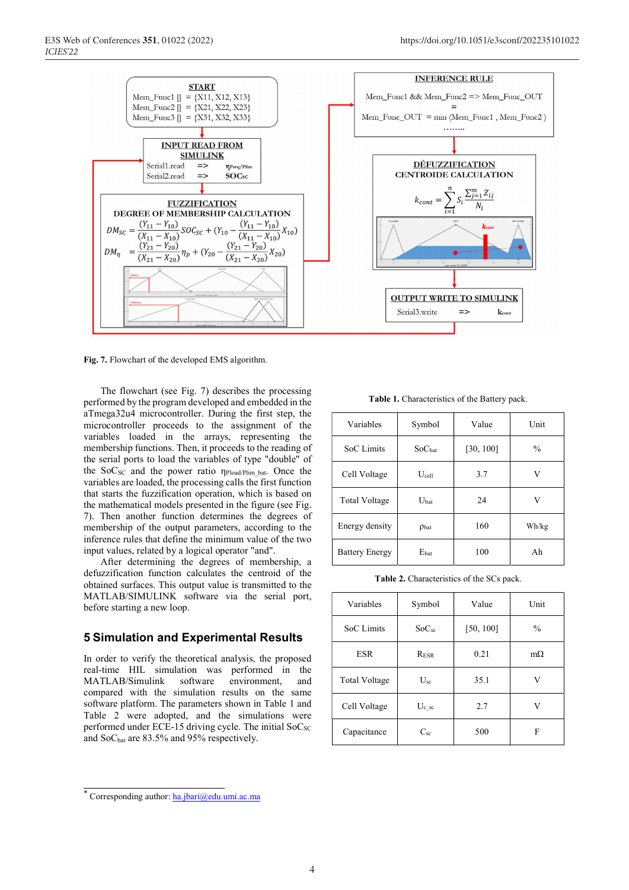**Fig. 7.** Flowchart of the developed EMS algorithm.

The flowchart (see Fig. 7) describes the processing performed by the program developed and embedded in the aTmega32u4 microcontroller. During the first step, the microcontroller proceeds to the assignment of the variables loaded in the arrays, representing the membership functions. Then, it proceeds to the reading of the serial ports to load the variables of type "double" of the $SoC_{SC}$ and the power ratio $\eta_{Pload/Plim\_bat}$. Once the variables are loaded, the processing calls the first function that starts the fuzzification operation, which is based on the mathematical models presented in the figure (see Fig. 7). Then another function determines the degrees of membership of the output parameters, according to the inference rules that define the minimum value of the two input values, related by a logical operator "and".

After determining the degrees of membership, a defuzzification function calculates the centroid of the obtained surfaces. This output value is transmitted to the MATLAB/SIMULINK software via the serial port, before starting a new loop.

## 5 Simulation and Experimental Results

In order to verify the theoretical analysis, the proposed real-time HIL simulation was performed in the MATLAB/Simulink software environment, and compared with the simulation results on the same software platform. The parameters shown in Table 1 and Table 2 were adopted, and the simulations were performed under ECE-15 driving cycle. The initial $SoC_{SC}$ and $SoC_{bat}$ are 83.5% and 95% respectively.

**Table 1.** Characteristics of the Battery pack.

| Variables | Symbol | Value | Unit |
|---|---|---|---|
| SoC Limits | $SoC_{bat}$ | [30, 100] | % |
| Cell Voltage | $U_{cell}$ | 3.7 | V |
| Total Voltage | $U_{bat}$ | 24 | V |
| Energy density | $\rho_{bat}$ | 160 | Wh/kg |
| Battery Energy | $E_{bat}$ | 100 | Ah |

**Table 2.** Characteristics of the SCs pack.

| Variables | Symbol | Value | Unit |
|---|---|---|---|
| SoC Limits | $SoC_{sc}$ | [50, 100] | % |
| ESR | $R_{ESR}$ | 0.21 | mΩ |
| Total Voltage | $U_{sc}$ | 35.1 | V |
| Cell Voltage | $U_{c\_sc}$ | 2.7 | V |
| Capacitance | $C_{sc}$ | 500 | F |

* Corresponding author: ha.jbari@edu.umi.ac.ma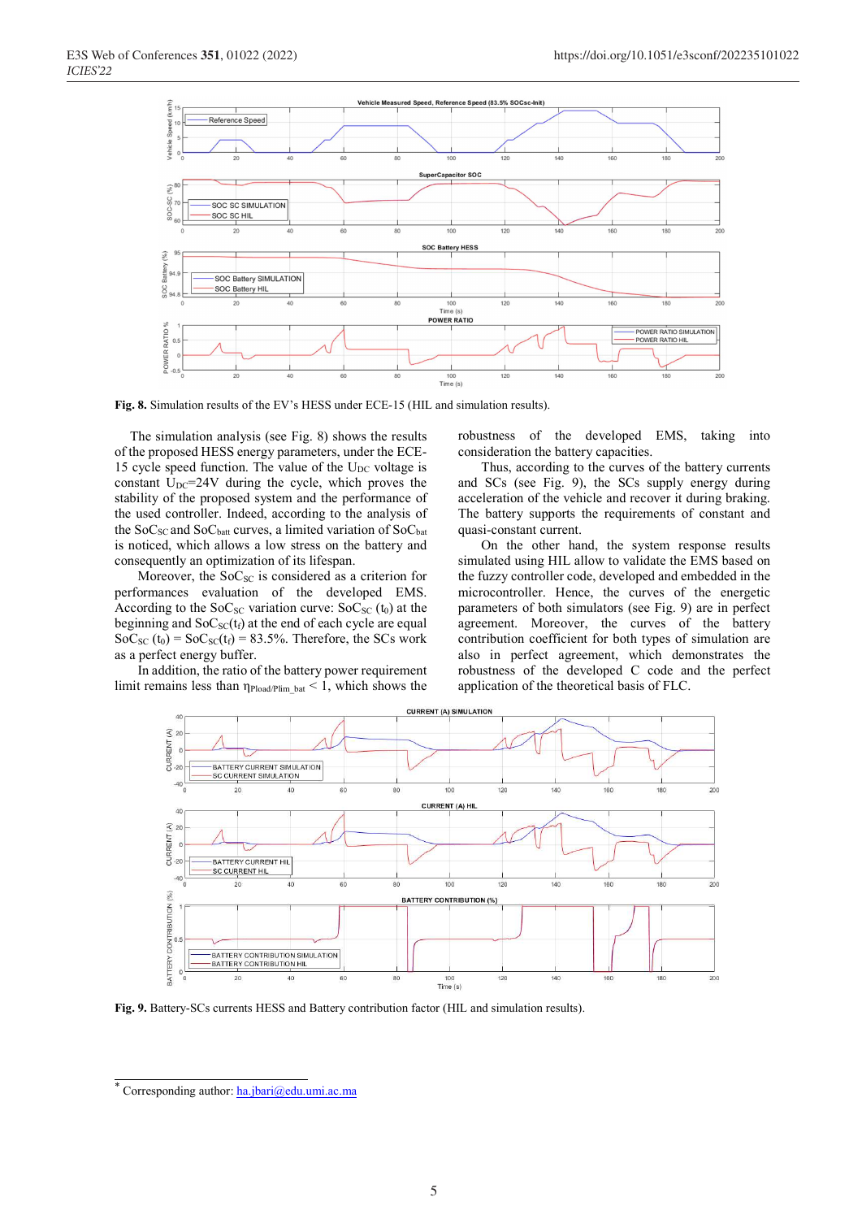**Fig. 8.** Simulation results of the EV's HESS under ECE-15 (HIL and simulation results).

The simulation analysis (see Fig. 8) shows the results of the proposed HESS energy parameters, under the ECE-15 cycle speed function. The value of the $U_{DC}$ voltage is constant $U_{DC}$=24V during the cycle, which proves the stability of the proposed system and the performance of the used controller. Indeed, according to the analysis of the $SoC_{SC}$ and $SoC_{batt}$ curves, a limited variation of $SoC_{bat}$ is noticed, which allows a low stress on the battery and consequently an optimization of its lifespan.

Moreover, the $SoC_{SC}$ is considered as a criterion for performances evaluation of the developed EMS. According to the $SoC_{SC}$ variation curve: $SoC_{SC}$ ($t_0$) at the beginning and $SoC_{SC}$($t_f$) at the end of each cycle are equal $SoC_{SC}$ ($t_0$) = $SoC_{SC}$($t_f$) = 83.5%. Therefore, the SCs work as a perfect energy buffer.

In addition, the ratio of the battery power requirement limit remains less than $\eta_{Pload/Plim\_bat} < 1$, which shows the robustness of the developed EMS, taking into consideration the battery capacities.

Thus, according to the curves of the battery currents and SCs (see Fig. 9), the SCs supply energy during acceleration of the vehicle and recover it during braking. The battery supports the requirements of constant and quasi-constant current.

On the other hand, the system response results simulated using HIL allow to validate the EMS based on the fuzzy controller code, developed and embedded in the microcontroller. Hence, the curves of the energetic parameters of both simulators (see Fig. 9) are in perfect agreement. Moreover, the curves of the battery contribution coefficient for both types of simulation are also in perfect agreement, which demonstrates the robustness of the developed C code and the perfect application of the theoretical basis of FLC.

**Fig. 9.** Battery-SCs currents HESS and Battery contribution factor (HIL and simulation results).

* Corresponding author: ha.jbari@edu.umi.ac.ma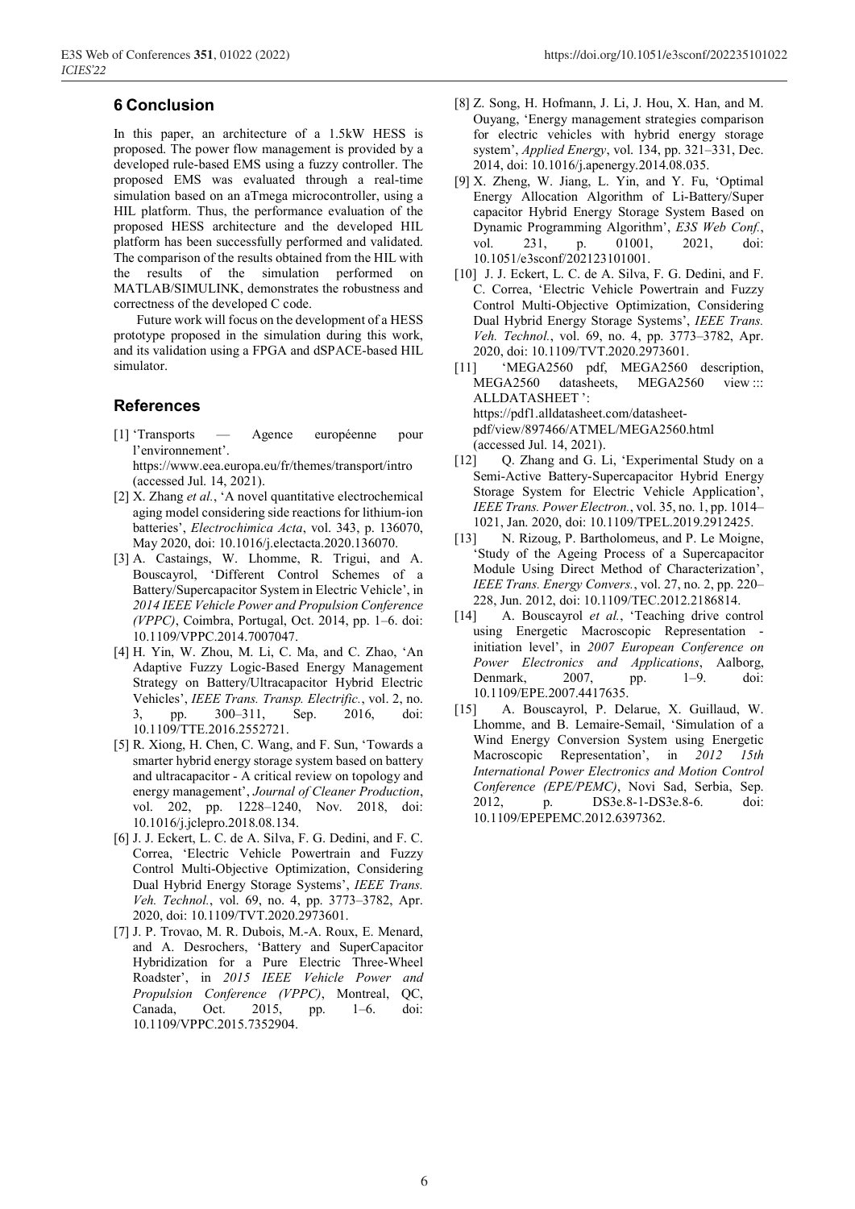## 6 Conclusion

In this paper, an architecture of a 1.5kW HESS is proposed. The power flow management is provided by a developed rule-based EMS using a fuzzy controller. The proposed EMS was evaluated through a real-time simulation based on an aTmega microcontroller, using a HIL platform. Thus, the performance evaluation of the proposed HESS architecture and the developed HIL platform has been successfully performed and validated. The comparison of the results obtained from the HIL with the results of the simulation performed on MATLAB/SIMULINK, demonstrates the robustness and correctness of the developed C code.

Future work will focus on the development of a HESS prototype proposed in the simulation during this work, and its validation using a FPGA and dSPACE-based HIL simulator.

## References

[1] 'Transports — Agence européenne pour l'environnement'. https://www.eea.europa.eu/fr/themes/transport/intro (accessed Jul. 14, 2021).

[2] X. Zhang *et al.*, 'A novel quantitative electrochemical aging model considering side reactions for lithium-ion batteries', *Electrochimica Acta*, vol. 343, p. 136070, May 2020, doi: 10.1016/j.electacta.2020.136070.

[3] A. Castaings, W. Lhomme, R. Trigui, and A. Bouscayrol, 'Different Control Schemes of a Battery/Supercapacitor System in Electric Vehicle', in *2014 IEEE Vehicle Power and Propulsion Conference (VPPC)*, Coimbra, Portugal, Oct. 2014, pp. 1–6. doi: 10.1109/VPPC.2014.7007047.

[4] H. Yin, W. Zhou, M. Li, C. Ma, and C. Zhao, 'An Adaptive Fuzzy Logic-Based Energy Management Strategy on Battery/Ultracapacitor Hybrid Electric Vehicles', *IEEE Trans. Transp. Electrific.*, vol. 2, no. 3, pp. 300–311, Sep. 2016, doi: 10.1109/TTE.2016.2552721.

[5] R. Xiong, H. Chen, C. Wang, and F. Sun, 'Towards a smarter hybrid energy storage system based on battery and ultracapacitor - A critical review on topology and energy management', *Journal of Cleaner Production*, vol. 202, pp. 1228–1240, Nov. 2018, doi: 10.1016/j.jclepro.2018.08.134.

[6] J. J. Eckert, L. C. de A. Silva, F. G. Dedini, and F. C. Correa, 'Electric Vehicle Powertrain and Fuzzy Control Multi-Objective Optimization, Considering Dual Hybrid Energy Storage Systems', *IEEE Trans. Veh. Technol.*, vol. 69, no. 4, pp. 3773–3782, Apr. 2020, doi: 10.1109/TVT.2020.2973601.

[7] J. P. Trovao, M. R. Dubois, M.-A. Roux, E. Menard, and A. Desrochers, 'Battery and SuperCapacitor Hybridization for a Pure Electric Three-Wheel Roadster', in *2015 IEEE Vehicle Power and Propulsion Conference (VPPC)*, Montreal, QC, Canada, Oct. 2015, pp. 1–6. doi: 10.1109/VPPC.2015.7352904.

[8] Z. Song, H. Hofmann, J. Li, J. Hou, X. Han, and M. Ouyang, 'Energy management strategies comparison for electric vehicles with hybrid energy storage system', *Applied Energy*, vol. 134, pp. 321–331, Dec. 2014, doi: 10.1016/j.apenergy.2014.08.035.

[9] X. Zheng, W. Jiang, L. Yin, and Y. Fu, 'Optimal Energy Allocation Algorithm of Li-Battery/Super capacitor Hybrid Energy Storage System Based on Dynamic Programming Algorithm', *E3S Web Conf.*, vol. 231, p. 01001, 2021, doi: 10.1051/e3sconf/202123101001.

[10] J. J. Eckert, L. C. de A. Silva, F. G. Dedini, and F. C. Correa, 'Electric Vehicle Powertrain and Fuzzy Control Multi-Objective Optimization, Considering Dual Hybrid Energy Storage Systems', *IEEE Trans. Veh. Technol.*, vol. 69, no. 4, pp. 3773–3782, Apr. 2020, doi: 10.1109/TVT.2020.2973601.

[11] 'MEGA2560 pdf, MEGA2560 description, MEGA2560 datasheets, MEGA2560 view ::: ALLDATASHEET ': https://pdf1.alldatasheet.com/datasheet-pdf/view/897466/ATMEL/MEGA2560.html (accessed Jul. 14, 2021).

[12] Q. Zhang and G. Li, 'Experimental Study on a Semi-Active Battery-Supercapacitor Hybrid Energy Storage System for Electric Vehicle Application', *IEEE Trans. Power Electron.*, vol. 35, no. 1, pp. 1014–1021, Jan. 2020, doi: 10.1109/TPEL.2019.2912425.

[13] N. Rizoug, P. Bartholomeus, and P. Le Moigne, 'Study of the Ageing Process of a Supercapacitor Module Using Direct Method of Characterization', *IEEE Trans. Energy Convers.*, vol. 27, no. 2, pp. 220–228, Jun. 2012, doi: 10.1109/TEC.2012.2186814.

[14] A. Bouscayrol *et al.*, 'Teaching drive control using Energetic Macroscopic Representation - initiation level', in *2007 European Conference on Power Electronics and Applications*, Aalborg, Denmark, 2007, pp. 1–9. doi: 10.1109/EPE.2007.4417635.

[15] A. Bouscayrol, P. Delarue, X. Guillaud, W. Lhomme, and B. Lemaire-Semail, 'Simulation of a Wind Energy Conversion System using Energetic Macroscopic Representation', in *2012 15th International Power Electronics and Motion Control Conference (EPE/PEMC)*, Novi Sad, Serbia, Sep. 2012, p. DS3e.8-1-DS3e.8-6. doi: 10.1109/EPEPEMC.2012.6397362.